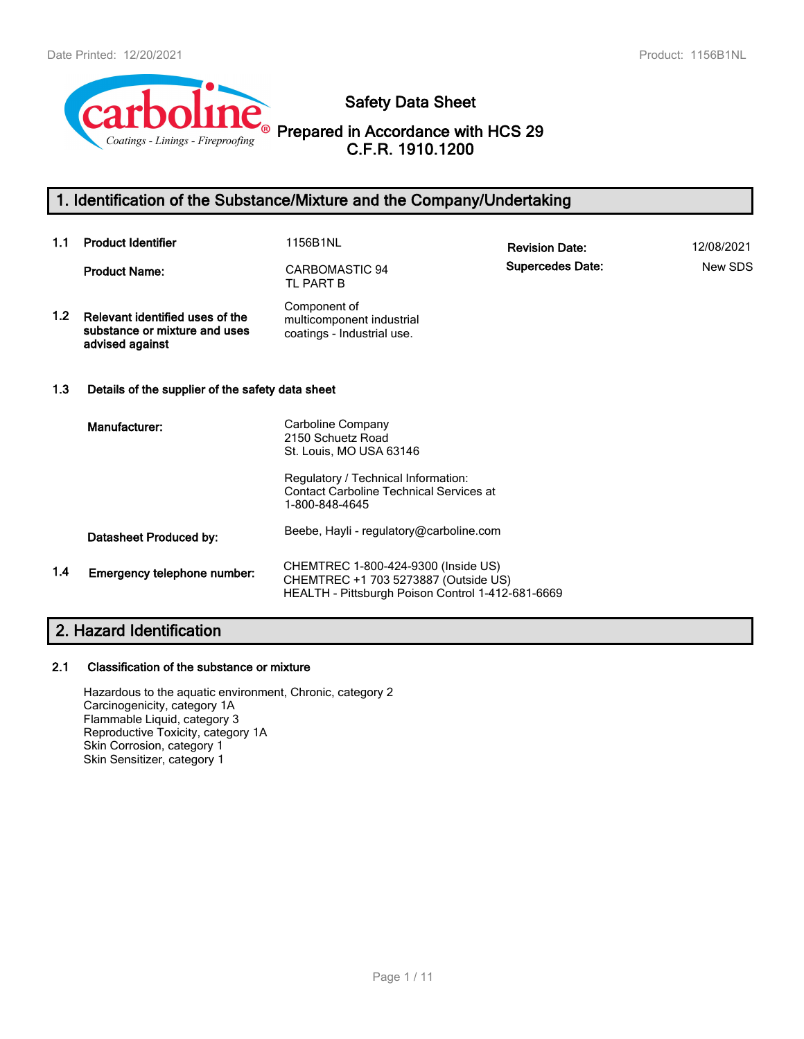# Safety Data Sheet

## Prepared in Accordance with HCS 29 C.F.R. 1910.1200

## 1. Identification of the Substance/Mixture and the Company/Undertaking

| | | | | |
|---|---|---|---|---|
| **1.1** | **Product Identifier** | 1156B1NL | **Revision Date:** | 12/08/2021 |
| | **Product Name:** | CARBOMASTIC 94 TL PART B | **Supercedes Date:** | New SDS |
| **1.2** | **Relevant identified uses of the substance or mixture and uses advised against** | Component of multicomponent industrial coatings - Industrial use. | | |

**1.3 Details of the supplier of the safety data sheet**

**Manufacturer:**
Carboline Company
2150 Schuetz Road
St. Louis, MO USA 63146

Regulatory / Technical Information:
Contact Carboline Technical Services at
1-800-848-4645

**Datasheet Produced by:** Beebe, Hayli - regulatory@carboline.com

**1.4 Emergency telephone number:**
CHEMTREC 1-800-424-9300 (Inside US)
CHEMTREC +1 703 5273887 (Outside US)
HEALTH - Pittsburgh Poison Control 1-412-681-6669

## 2. Hazard Identification

**2.1 Classification of the substance or mixture**

Hazardous to the aquatic environment, Chronic, category 2
Carcinogenicity, category 1A
Flammable Liquid, category 3
Reproductive Toxicity, category 1A
Skin Corrosion, category 1
Skin Sensitizer, category 1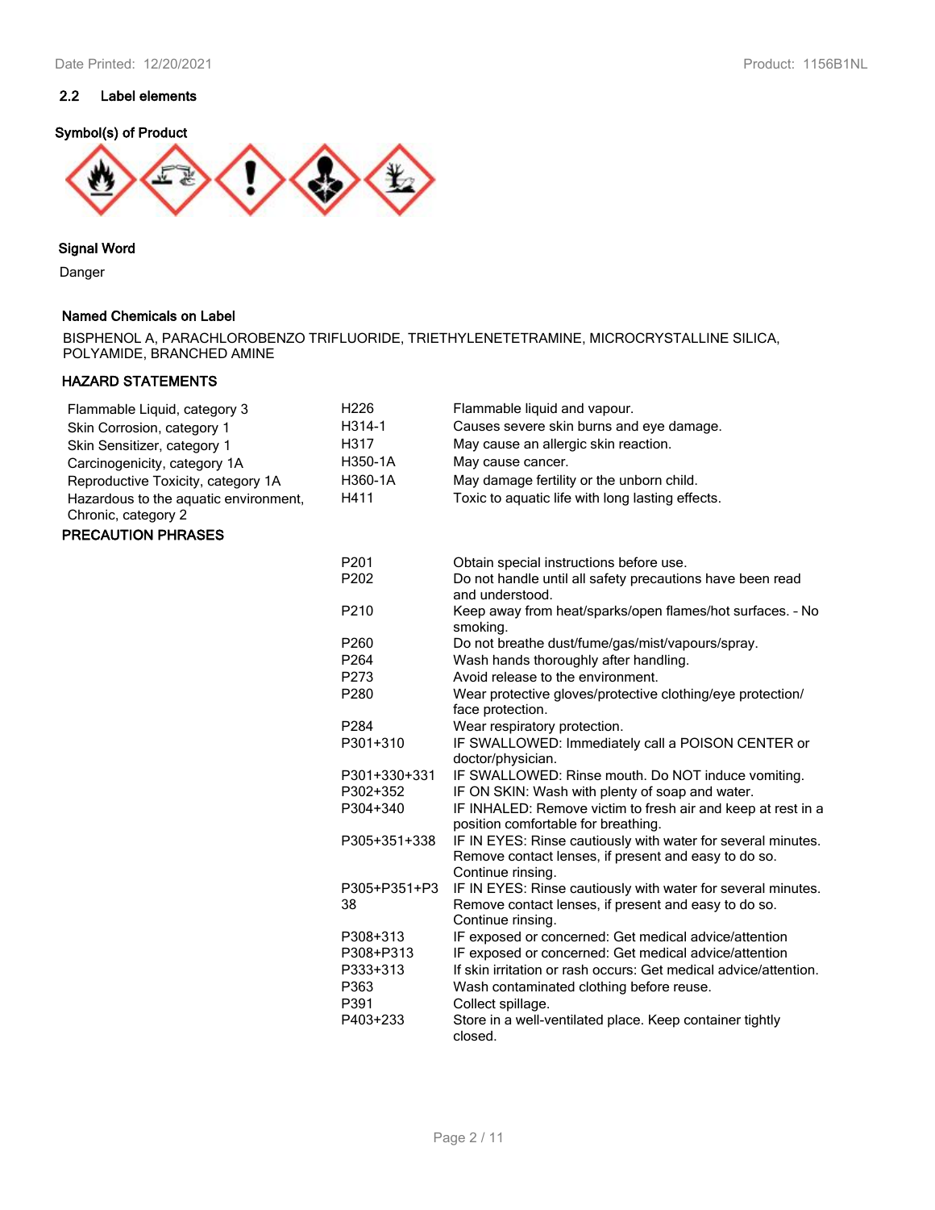## 2.2 Label elements

**Symbol(s) of Product**

**Signal Word**

Danger

**Named Chemicals on Label**

BISPHENOL A, PARACHLOROBENZO TRIFLUORIDE, TRIETHYLENETETRAMINE, MICROCRYSTALLINE SILICA, POLYAMIDE, BRANCHED AMINE

**HAZARD STATEMENTS**

| | | |
|---|---|---|
| Flammable Liquid, category 3 | H226 | Flammable liquid and vapour. |
| Skin Corrosion, category 1 | H314-1 | Causes severe skin burns and eye damage. |
| Skin Sensitizer, category 1 | H317 | May cause an allergic skin reaction. |
| Carcinogenicity, category 1A | H350-1A | May cause cancer. |
| Reproductive Toxicity, category 1A | H360-1A | May damage fertility or the unborn child. |
| Hazardous to the aquatic environment, Chronic, category 2 | H411 | Toxic to aquatic life with long lasting effects. |

**PRECAUTION PHRASES**

| | |
|---|---|
| P201 | Obtain special instructions before use. |
| P202 | Do not handle until all safety precautions have been read and understood. |
| P210 | Keep away from heat/sparks/open flames/hot surfaces. - No smoking. |
| P260 | Do not breathe dust/fume/gas/mist/vapours/spray. |
| P264 | Wash hands thoroughly after handling. |
| P273 | Avoid release to the environment. |
| P280 | Wear protective gloves/protective clothing/eye protection/ face protection. |
| P284 | Wear respiratory protection. |
| P301+310 | IF SWALLOWED: Immediately call a POISON CENTER or doctor/physician. |
| P301+330+331 | IF SWALLOWED: Rinse mouth. Do NOT induce vomiting. |
| P302+352 | IF ON SKIN: Wash with plenty of soap and water. |
| P304+340 | IF INHALED: Remove victim to fresh air and keep at rest in a position comfortable for breathing. |
| P305+351+338 | IF IN EYES: Rinse cautiously with water for several minutes. Remove contact lenses, if present and easy to do so. Continue rinsing. |
| P305+P351+P338 | IF IN EYES: Rinse cautiously with water for several minutes. Remove contact lenses, if present and easy to do so. Continue rinsing. |
| P308+313 | IF exposed or concerned: Get medical advice/attention |
| P308+P313 | IF exposed or concerned: Get medical advice/attention |
| P333+313 | If skin irritation or rash occurs: Get medical advice/attention. |
| P363 | Wash contaminated clothing before reuse. |
| P391 | Collect spillage. |
| P403+233 | Store in a well-ventilated place. Keep container tightly closed. |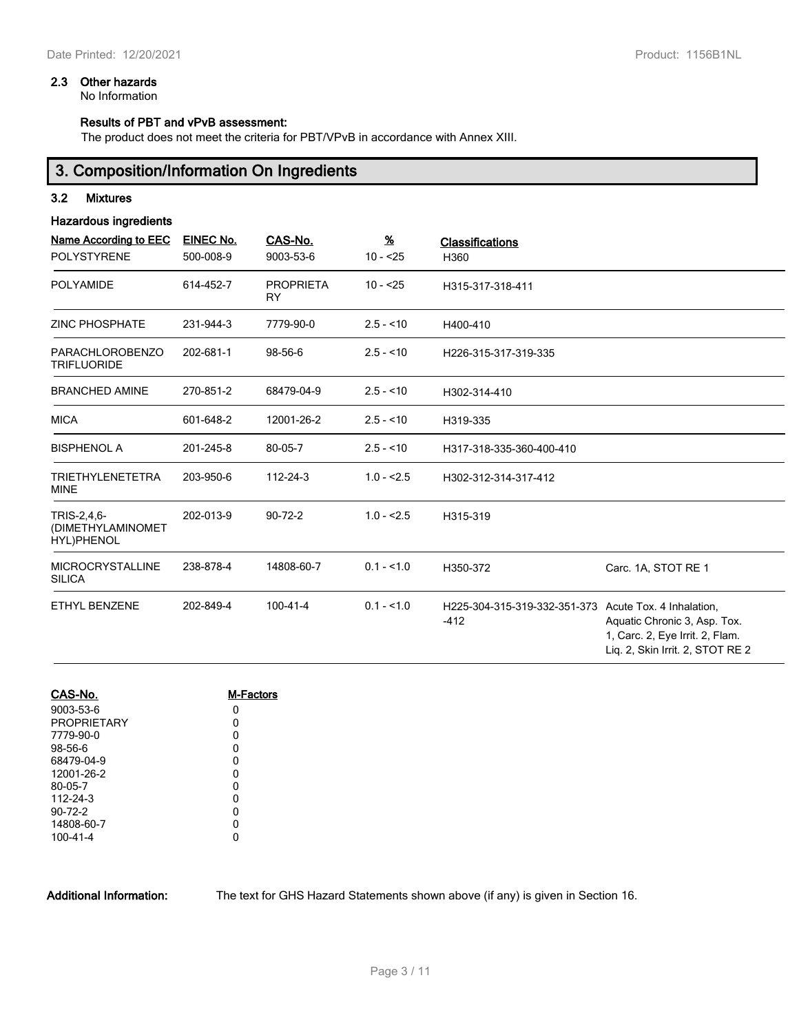### 2.3 Other hazards

No Information

**Results of PBT and vPvB assessment:**

The product does not meet the criteria for PBT/VPvB in accordance with Annex XIII.

## 3. Composition/Information On Ingredients

### 3.2 Mixtures

**Hazardous ingredients**

| Name According to EEC | EINEC No. | CAS-No. | % | Classifications | |
|---|---|---|---|---|---|
| POLYSTYRENE | 500-008-9 | 9003-53-6 | 10 - <25 | H360 | |
| POLYAMIDE | 614-452-7 | PROPRIETARY | 10 - <25 | H315-317-318-411 | |
| ZINC PHOSPHATE | 231-944-3 | 7779-90-0 | 2.5 - <10 | H400-410 | |
| PARACHLOROBENZOTRIFLUORIDE | 202-681-1 | 98-56-6 | 2.5 - <10 | H226-315-317-319-335 | |
| BRANCHED AMINE | 270-851-2 | 68479-04-9 | 2.5 - <10 | H302-314-410 | |
| MICA | 601-648-2 | 12001-26-2 | 2.5 - <10 | H319-335 | |
| BISPHENOL A | 201-245-8 | 80-05-7 | 2.5 - <10 | H317-318-335-360-400-410 | |
| TRIETHYLENETETRAMINE | 203-950-6 | 112-24-3 | 1.0 - <2.5 | H302-312-314-317-412 | |
| TRIS-2,4,6-(DIMETHYLAMINOMETHYL)PHENOL | 202-013-9 | 90-72-2 | 1.0 - <2.5 | H315-319 | |
| MICROCRYSTALLINE SILICA | 238-878-4 | 14808-60-7 | 0.1 - <1.0 | H350-372 | Carc. 1A, STOT RE 1 |
| ETHYL BENZENE | 202-849-4 | 100-41-4 | 0.1 - <1.0 | H225-304-315-319-332-351-373-412 | Acute Tox. 4 Inhalation, Aquatic Chronic 3, Asp. Tox. 1, Carc. 2, Eye Irrit. 2, Flam. Liq. 2, Skin Irrit. 2, STOT RE 2 |

| CAS-No. | M-Factors |
|---|---|
| 9003-53-6 | 0 |
| PROPRIETARY | 0 |
| 7779-90-0 | 0 |
| 98-56-6 | 0 |
| 68479-04-9 | 0 |
| 12001-26-2 | 0 |
| 80-05-7 | 0 |
| 112-24-3 | 0 |
| 90-72-2 | 0 |
| 14808-60-7 | 0 |
| 100-41-4 | 0 |

**Additional Information:** The text for GHS Hazard Statements shown above (if any) is given in Section 16.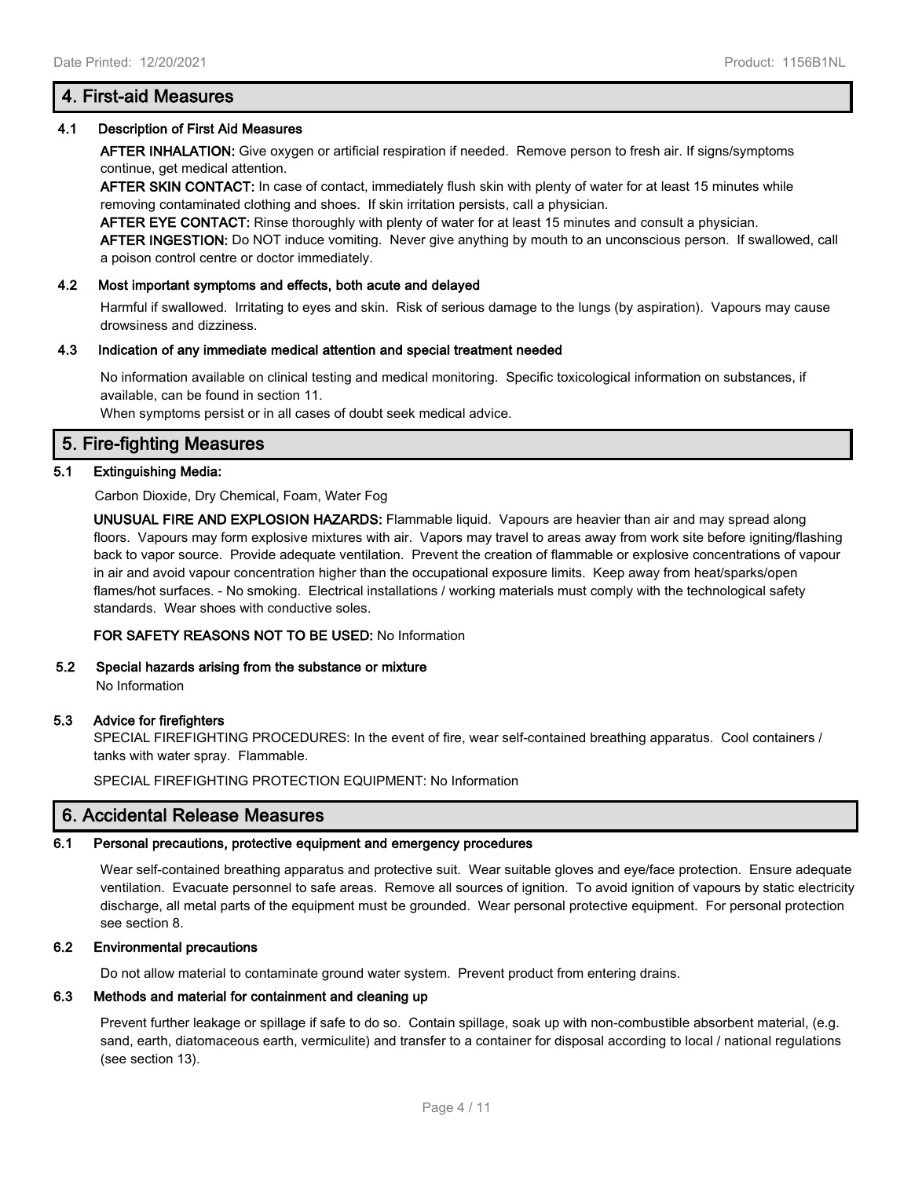## 4. First-aid Measures

### 4.1 Description of First Aid Measures

**AFTER INHALATION:** Give oxygen or artificial respiration if needed. Remove person to fresh air. If signs/symptoms continue, get medical attention.

**AFTER SKIN CONTACT:** In case of contact, immediately flush skin with plenty of water for at least 15 minutes while removing contaminated clothing and shoes. If skin irritation persists, call a physician.

**AFTER EYE CONTACT:** Rinse thoroughly with plenty of water for at least 15 minutes and consult a physician.

**AFTER INGESTION:** Do NOT induce vomiting. Never give anything by mouth to an unconscious person. If swallowed, call a poison control centre or doctor immediately.

### 4.2 Most important symptoms and effects, both acute and delayed

Harmful if swallowed. Irritating to eyes and skin. Risk of serious damage to the lungs (by aspiration). Vapours may cause drowsiness and dizziness.

### 4.3 Indication of any immediate medical attention and special treatment needed

No information available on clinical testing and medical monitoring. Specific toxicological information on substances, if available, can be found in section 11.

When symptoms persist or in all cases of doubt seek medical advice.

## 5. Fire-fighting Measures

### 5.1 Extinguishing Media:

Carbon Dioxide, Dry Chemical, Foam, Water Fog

**UNUSUAL FIRE AND EXPLOSION HAZARDS:** Flammable liquid. Vapours are heavier than air and may spread along floors. Vapours may form explosive mixtures with air. Vapors may travel to areas away from work site before igniting/flashing back to vapor source. Provide adequate ventilation. Prevent the creation of flammable or explosive concentrations of vapour in air and avoid vapour concentration higher than the occupational exposure limits. Keep away from heat/sparks/open flames/hot surfaces. - No smoking. Electrical installations / working materials must comply with the technological safety standards. Wear shoes with conductive soles.

**FOR SAFETY REASONS NOT TO BE USED:** No Information

### 5.2 Special hazards arising from the substance or mixture

No Information

### 5.3 Advice for firefighters

SPECIAL FIREFIGHTING PROCEDURES: In the event of fire, wear self-contained breathing apparatus. Cool containers / tanks with water spray. Flammable.

SPECIAL FIREFIGHTING PROTECTION EQUIPMENT: No Information

## 6. Accidental Release Measures

### 6.1 Personal precautions, protective equipment and emergency procedures

Wear self-contained breathing apparatus and protective suit. Wear suitable gloves and eye/face protection. Ensure adequate ventilation. Evacuate personnel to safe areas. Remove all sources of ignition. To avoid ignition of vapours by static electricity discharge, all metal parts of the equipment must be grounded. Wear personal protective equipment. For personal protection see section 8.

### 6.2 Environmental precautions

Do not allow material to contaminate ground water system. Prevent product from entering drains.

### 6.3 Methods and material for containment and cleaning up

Prevent further leakage or spillage if safe to do so. Contain spillage, soak up with non-combustible absorbent material, (e.g. sand, earth, diatomaceous earth, vermiculite) and transfer to a container for disposal according to local / national regulations (see section 13).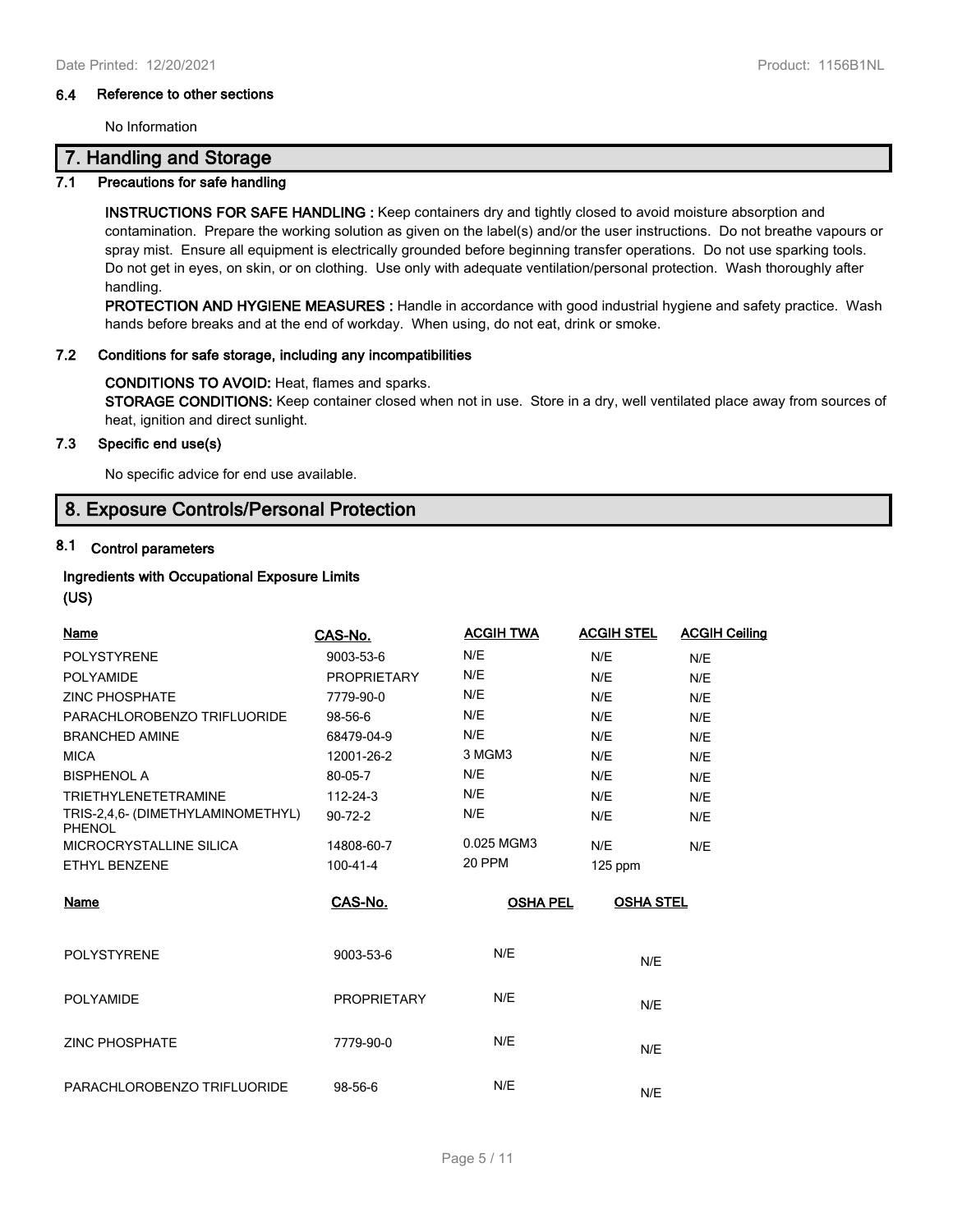### 6.4 Reference to other sections

No Information

## 7. Handling and Storage

### 7.1 Precautions for safe handling

**INSTRUCTIONS FOR SAFE HANDLING :** Keep containers dry and tightly closed to avoid moisture absorption and contamination. Prepare the working solution as given on the label(s) and/or the user instructions. Do not breathe vapours or spray mist. Ensure all equipment is electrically grounded before beginning transfer operations. Do not use sparking tools. Do not get in eyes, on skin, or on clothing. Use only with adequate ventilation/personal protection. Wash thoroughly after handling.

**PROTECTION AND HYGIENE MEASURES :** Handle in accordance with good industrial hygiene and safety practice. Wash hands before breaks and at the end of workday. When using, do not eat, drink or smoke.

### 7.2 Conditions for safe storage, including any incompatibilities

**CONDITIONS TO AVOID:** Heat, flames and sparks.

**STORAGE CONDITIONS:** Keep container closed when not in use. Store in a dry, well ventilated place away from sources of heat, ignition and direct sunlight.

### 7.3 Specific end use(s)

No specific advice for end use available.

## 8. Exposure Controls/Personal Protection

### 8.1 Control parameters

**Ingredients with Occupational Exposure Limits**

**(US)**

| Name | CAS-No. | ACGIH TWA | ACGIH STEL | ACGIH Ceiling |
|---|---|---|---|---|
| POLYSTYRENE | 9003-53-6 | N/E | N/E | N/E |
| POLYAMIDE | PROPRIETARY | N/E | N/E | N/E |
| ZINC PHOSPHATE | 7779-90-0 | N/E | N/E | N/E |
| PARACHLOROBENZO TRIFLUORIDE | 98-56-6 | N/E | N/E | N/E |
| BRANCHED AMINE | 68479-04-9 | N/E | N/E | N/E |
| MICA | 12001-26-2 | 3 MGM3 | N/E | N/E |
| BISPHENOL A | 80-05-7 | N/E | N/E | N/E |
| TRIETHYLENETETRAMINE | 112-24-3 | N/E | N/E | N/E |
| TRIS-2,4,6- (DIMETHYLAMINOMETHYL) PHENOL | 90-72-2 | N/E | N/E | N/E |
| MICROCRYSTALLINE SILICA | 14808-60-7 | 0.025 MGM3 | N/E | N/E |
| ETHYL BENZENE | 100-41-4 | 20 PPM | 125 ppm | |

| Name | CAS-No. | OSHA PEL | OSHA STEL |
|---|---|---|---|
| POLYSTYRENE | 9003-53-6 | N/E | N/E |
| POLYAMIDE | PROPRIETARY | N/E | N/E |
| ZINC PHOSPHATE | 7779-90-0 | N/E | N/E |
| PARACHLOROBENZO TRIFLUORIDE | 98-56-6 | N/E | N/E |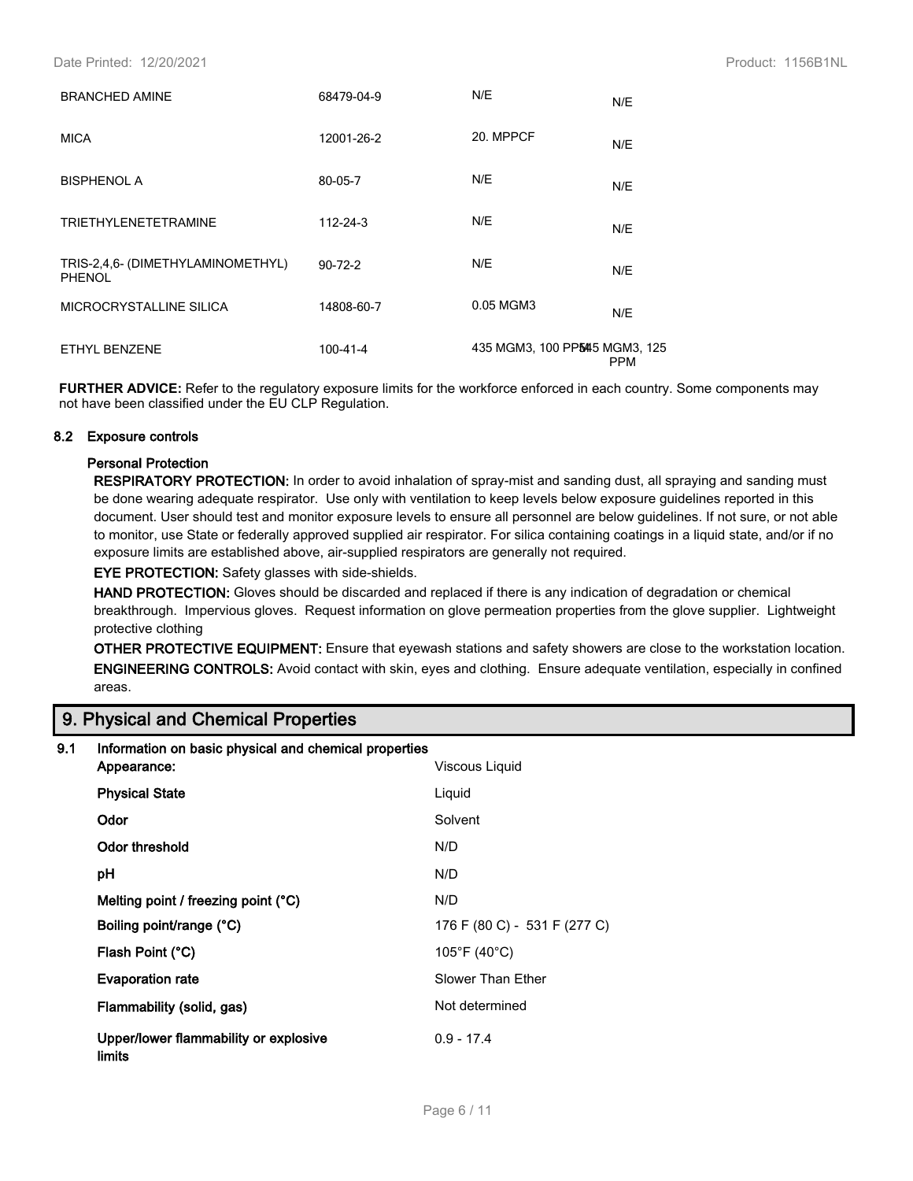| | | | |
|---|---|---|---|
| BRANCHED AMINE | 68479-04-9 | N/E | N/E |
| MICA | 12001-26-2 | 20. MPPCF | N/E |
| BISPHENOL A | 80-05-7 | N/E | N/E |
| TRIETHYLENETETRAMINE | 112-24-3 | N/E | N/E |
| TRIS-2,4,6- (DIMETHYLAMINOMETHYL) PHENOL | 90-72-2 | N/E | N/E |
| MICROCRYSTALLINE SILICA | 14808-60-7 | 0.05 MGM3 | N/E |
| ETHYL BENZENE | 100-41-4 | 435 MGM3, 100 PPM | 545 MGM3, 125 PPM |

**FURTHER ADVICE:** Refer to the regulatory exposure limits for the workforce enforced in each country. Some components may not have been classified under the EU CLP Regulation.

### 8.2 Exposure controls

**Personal Protection**

**RESPIRATORY PROTECTION:** In order to avoid inhalation of spray-mist and sanding dust, all spraying and sanding must be done wearing adequate respirator. Use only with ventilation to keep levels below exposure guidelines reported in this document. User should test and monitor exposure levels to ensure all personnel are below guidelines. If not sure, or not able to monitor, use State or federally approved supplied air respirator. For silica containing coatings in a liquid state, and/or if no exposure limits are established above, air-supplied respirators are generally not required.

**EYE PROTECTION:** Safety glasses with side-shields.

**HAND PROTECTION:** Gloves should be discarded and replaced if there is any indication of degradation or chemical breakthrough. Impervious gloves. Request information on glove permeation properties from the glove supplier. Lightweight protective clothing

**OTHER PROTECTIVE EQUIPMENT:** Ensure that eyewash stations and safety showers are close to the workstation location.

**ENGINEERING CONTROLS:** Avoid contact with skin, eyes and clothing. Ensure adequate ventilation, especially in confined areas.

## 9. Physical and Chemical Properties

### 9.1 Information on basic physical and chemical properties

| | |
|---|---|
| **Appearance:** | Viscous Liquid |
| **Physical State** | Liquid |
| **Odor** | Solvent |
| **Odor threshold** | N/D |
| **pH** | N/D |
| **Melting point / freezing point (°C)** | N/D |
| **Boiling point/range (°C)** | 176 F (80 C) - 531 F (277 C) |
| **Flash Point (°C)** | 105°F (40°C) |
| **Evaporation rate** | Slower Than Ether |
| **Flammability (solid, gas)** | Not determined |
| **Upper/lower flammability or explosive limits** | 0.9 - 17.4 |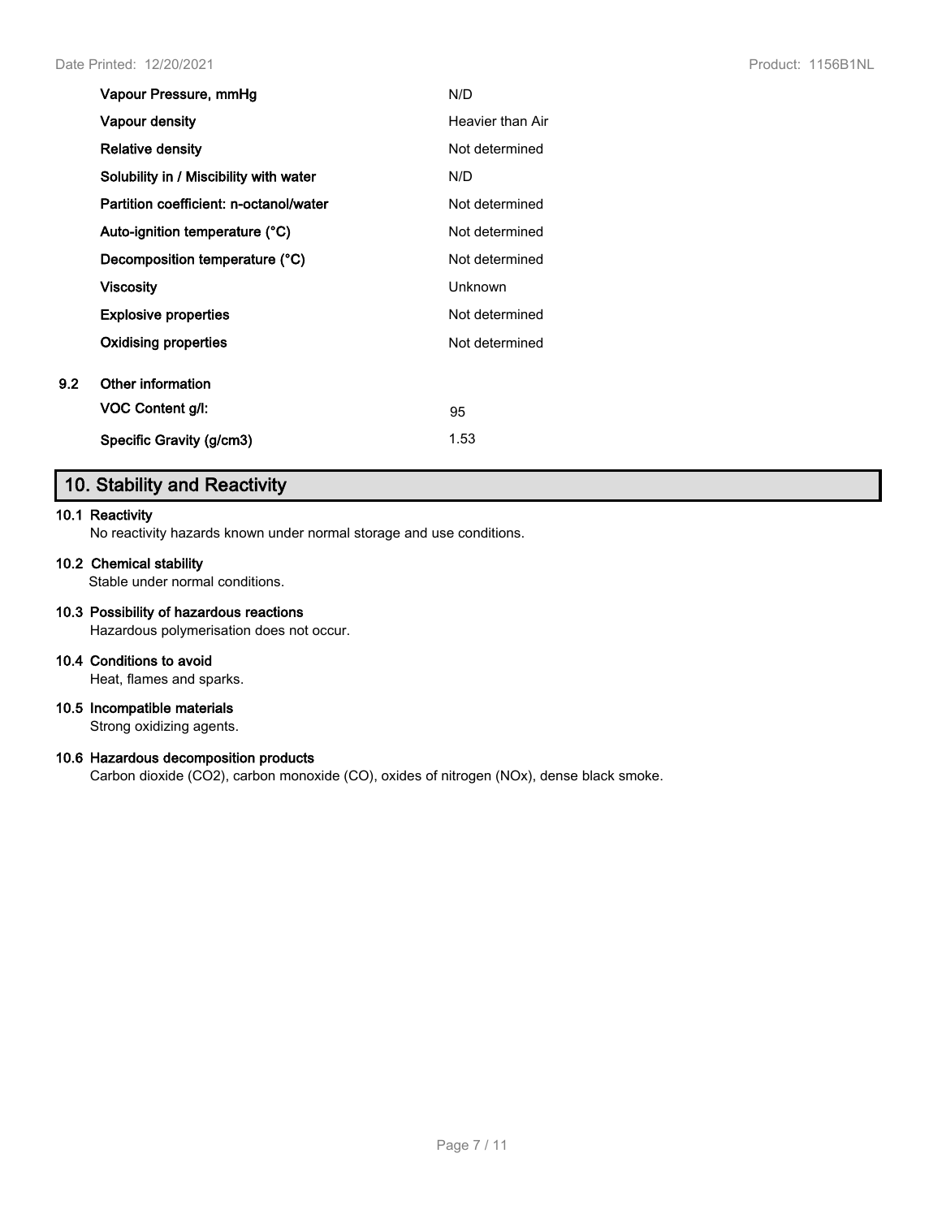| | |
|---|---|
| **Vapour Pressure, mmHg** | N/D |
| **Vapour density** | Heavier than Air |
| **Relative density** | Not determined |
| **Solubility in / Miscibility with water** | N/D |
| **Partition coefficient: n-octanol/water** | Not determined |
| **Auto-ignition temperature (°C)** | Not determined |
| **Decomposition temperature (°C)** | Not determined |
| **Viscosity** | Unknown |
| **Explosive properties** | Not determined |
| **Oxidising properties** | Not determined |

**9.2 Other information**

| | |
|---|---|
| **VOC Content g/l:** | 95 |
| **Specific Gravity (g/cm3)** | 1.53 |

## 10. Stability and Reactivity

**10.1 Reactivity**

No reactivity hazards known under normal storage and use conditions.

**10.2 Chemical stability**

Stable under normal conditions.

**10.3 Possibility of hazardous reactions**

Hazardous polymerisation does not occur.

**10.4 Conditions to avoid**

Heat, flames and sparks.

**10.5 Incompatible materials**

Strong oxidizing agents.

**10.6 Hazardous decomposition products**

Carbon dioxide ($CO_2$), carbon monoxide (CO), oxides of nitrogen ($NO_x$), dense black smoke.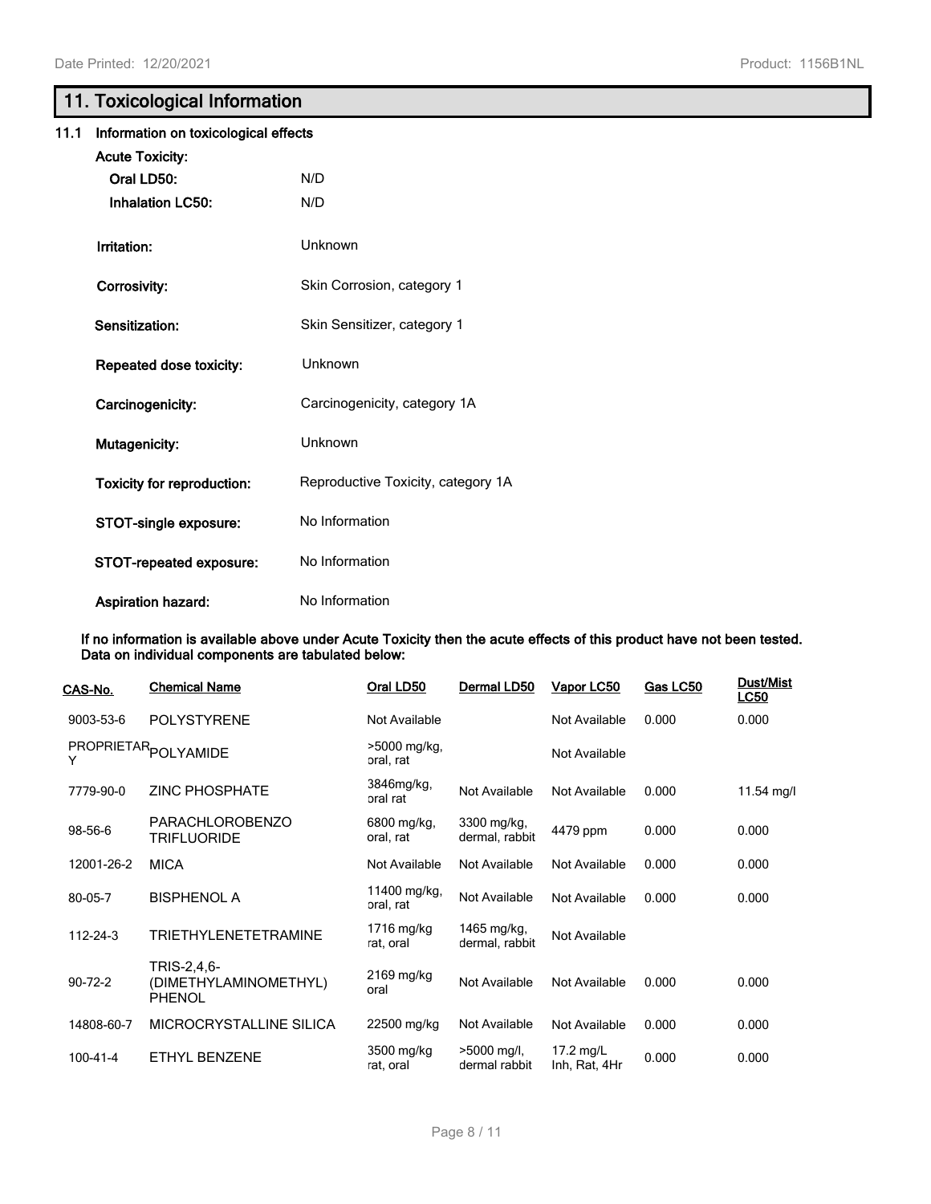## 11. Toxicological Information

### 11.1 Information on toxicological effects

**Acute Toxicity:**

| | |
|---|---|
| **Oral LD50:** | N/D |
| **Inhalation LC50:** | N/D |
| **Irritation:** | Unknown |
| **Corrosivity:** | Skin Corrosion, category 1 |
| **Sensitization:** | Skin Sensitizer, category 1 |
| **Repeated dose toxicity:** | Unknown |
| **Carcinogenicity:** | Carcinogenicity, category 1A |
| **Mutagenicity:** | Unknown |
| **Toxicity for reproduction:** | Reproductive Toxicity, category 1A |
| **STOT-single exposure:** | No Information |
| **STOT-repeated exposure:** | No Information |
| **Aspiration hazard:** | No Information |

**If no information is available above under Acute Toxicity then the acute effects of this product have not been tested. Data on individual components are tabulated below:**

| CAS-No. | Chemical Name | Oral LD50 | Dermal LD50 | Vapor LC50 | Gas LC50 | Dust/Mist LC50 |
|---|---|---|---|---|---|---|
| 9003-53-6 | POLYSTYRENE | Not Available | | Not Available | 0.000 | 0.000 |
| PROPRIETARY | POLYAMIDE | >5000 mg/kg, oral, rat | | Not Available | | |
| 7779-90-0 | ZINC PHOSPHATE | 3846mg/kg, oral rat | Not Available | Not Available | 0.000 | 11.54 mg/l |
| 98-56-6 | PARACHLOROBENZO TRIFLUORIDE | 6800 mg/kg, oral, rat | 3300 mg/kg, dermal, rabbit | 4479 ppm | 0.000 | 0.000 |
| 12001-26-2 | MICA | Not Available | Not Available | Not Available | 0.000 | 0.000 |
| 80-05-7 | BISPHENOL A | 11400 mg/kg, oral, rat | Not Available | Not Available | 0.000 | 0.000 |
| 112-24-3 | TRIETHYLENETETRAMINE | 1716 mg/kg rat, oral | 1465 mg/kg, dermal, rabbit | Not Available | | |
| 90-72-2 | TRIS-2,4,6-(DIMETHYLAMINOMETHYL) PHENOL | 2169 mg/kg oral | Not Available | Not Available | 0.000 | 0.000 |
| 14808-60-7 | MICROCRYSTALLINE SILICA | 22500 mg/kg | Not Available | Not Available | 0.000 | 0.000 |
| 100-41-4 | ETHYL BENZENE | 3500 mg/kg rat, oral | >5000 mg/l, dermal rabbit | 17.2 mg/L Inh, Rat, 4Hr | 0.000 | 0.000 |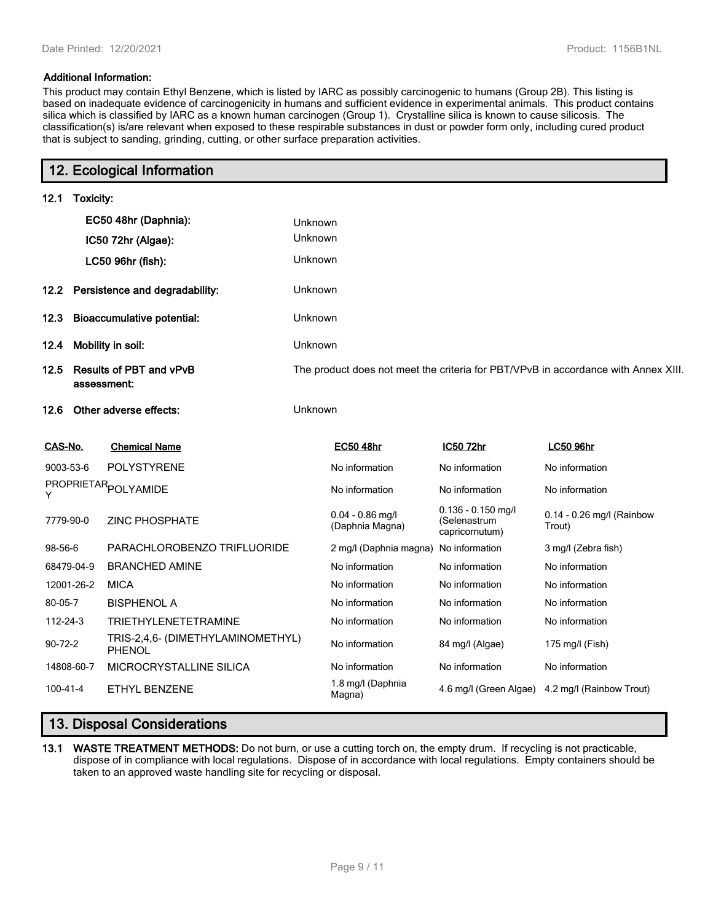**Additional Information:**

This product may contain Ethyl Benzene, which is listed by IARC as possibly carcinogenic to humans (Group 2B). This listing is based on inadequate evidence of carcinogenicity in humans and sufficient evidence in experimental animals. This product contains silica which is classified by IARC as a known human carcinogen (Group 1). Crystalline silica is known to cause silicosis. The classification(s) is/are relevant when exposed to these respirable substances in dust or powder form only, including cured product that is subject to sanding, grinding, cutting, or other surface preparation activities.

## 12. Ecological Information

**12.1 Toxicity:**

**EC50 48hr (Daphnia):** Unknown

**IC50 72hr (Algae):** Unknown

**LC50 96hr (fish):** Unknown

**12.2 Persistence and degradability:** Unknown

**12.3 Bioaccumulative potential:** Unknown

**12.4 Mobility in soil:** Unknown

**12.5 Results of PBT and vPvB assessment:** The product does not meet the criteria for PBT/VPvB in accordance with Annex XIII.

**12.6 Other adverse effects:** Unknown

| CAS-No. | Chemical Name | EC50 48hr | IC50 72hr | LC50 96hr |
|---|---|---|---|---|
| 9003-53-6 | POLYSTYRENE | No information | No information | No information |
| PROPRIETARY | POLYAMIDE | No information | No information | No information |
| 7779-90-0 | ZINC PHOSPHATE | 0.04 - 0.86 mg/l (Daphnia Magna) | 0.136 - 0.150 mg/l (Selenastrum capricornutum) | 0.14 - 0.26 mg/l (Rainbow Trout) |
| 98-56-6 | PARACHLOROBENZO TRIFLUORIDE | 2 mg/l (Daphnia magna) | No information | 3 mg/l (Zebra fish) |
| 68479-04-9 | BRANCHED AMINE | No information | No information | No information |
| 12001-26-2 | MICA | No information | No information | No information |
| 80-05-7 | BISPHENOL A | No information | No information | No information |
| 112-24-3 | TRIETHYLENETETRAMINE | No information | No information | No information |
| 90-72-2 | TRIS-2,4,6- (DIMETHYLAMINOMETHYL) PHENOL | No information | 84 mg/l (Algae) | 175 mg/l (Fish) |
| 14808-60-7 | MICROCRYSTALLINE SILICA | No information | No information | No information |
| 100-41-4 | ETHYL BENZENE | 1.8 mg/l (Daphnia Magna) | 4.6 mg/l (Green Algae) | 4.2 mg/l (Rainbow Trout) |

## 13. Disposal Considerations

**13.1 WASTE TREATMENT METHODS:** Do not burn, or use a cutting torch on, the empty drum. If recycling is not practicable, dispose of in compliance with local regulations. Dispose of in accordance with local regulations. Empty containers should be taken to an approved waste handling site for recycling or disposal.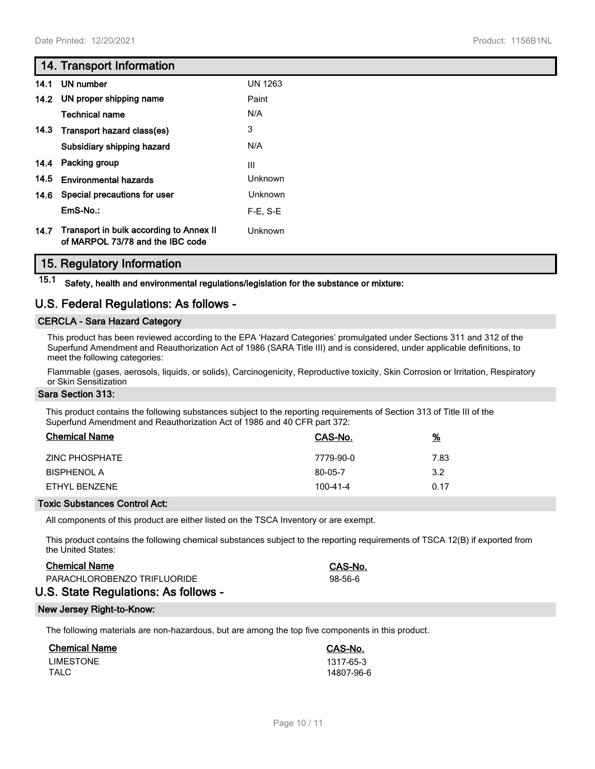## 14. Transport Information

| | | |
|---|---|---|
| 14.1 | UN number | UN 1263 |
| 14.2 | UN proper shipping name | Paint |
| | Technical name | N/A |
| 14.3 | Transport hazard class(es) | 3 |
| | Subsidiary shipping hazard | N/A |
| 14.4 | Packing group | III |
| 14.5 | Environmental hazards | Unknown |
| 14.6 | Special precautions for user | Unknown |
| | EmS-No.: | F-E, S-E |
| 14.7 | Transport in bulk according to Annex II of MARPOL 73/78 and the IBC code | Unknown |

## 15. Regulatory Information

**15.1 Safety, health and environmental regulations/legislation for the substance or mixture:**

## U.S. Federal Regulations: As follows -

### CERCLA - Sara Hazard Category

This product has been reviewed according to the EPA 'Hazard Categories' promulgated under Sections 311 and 312 of the Superfund Amendment and Reauthorization Act of 1986 (SARA Title III) and is considered, under applicable definitions, to meet the following categories:

Flammable (gases, aerosols, liquids, or solids), Carcinogenicity, Reproductive toxicity, Skin Corrosion or Irritation, Respiratory or Skin Sensitization

### Sara Section 313:

This product contains the following substances subject to the reporting requirements of Section 313 of Title III of the Superfund Amendment and Reauthorization Act of 1986 and 40 CFR part 372:

| Chemical Name | CAS-No. | % |
|---|---|---|
| ZINC PHOSPHATE | 7779-90-0 | 7.83 |
| BISPHENOL A | 80-05-7 | 3.2 |
| ETHYL BENZENE | 100-41-4 | 0.17 |

### Toxic Substances Control Act:

All components of this product are either listed on the TSCA Inventory or are exempt.

This product contains the following chemical substances subject to the reporting requirements of TSCA 12(B) if exported from the United States:

| Chemical Name | CAS-No. |
|---|---|
| PARACHLOROBENZO TRIFLUORIDE | 98-56-6 |

## U.S. State Regulations: As follows -

### New Jersey Right-to-Know:

The following materials are non-hazardous, but are among the top five components in this product.

| Chemical Name | CAS-No. |
|---|---|
| LIMESTONE | 1317-65-3 |
| TALC | 14807-96-6 |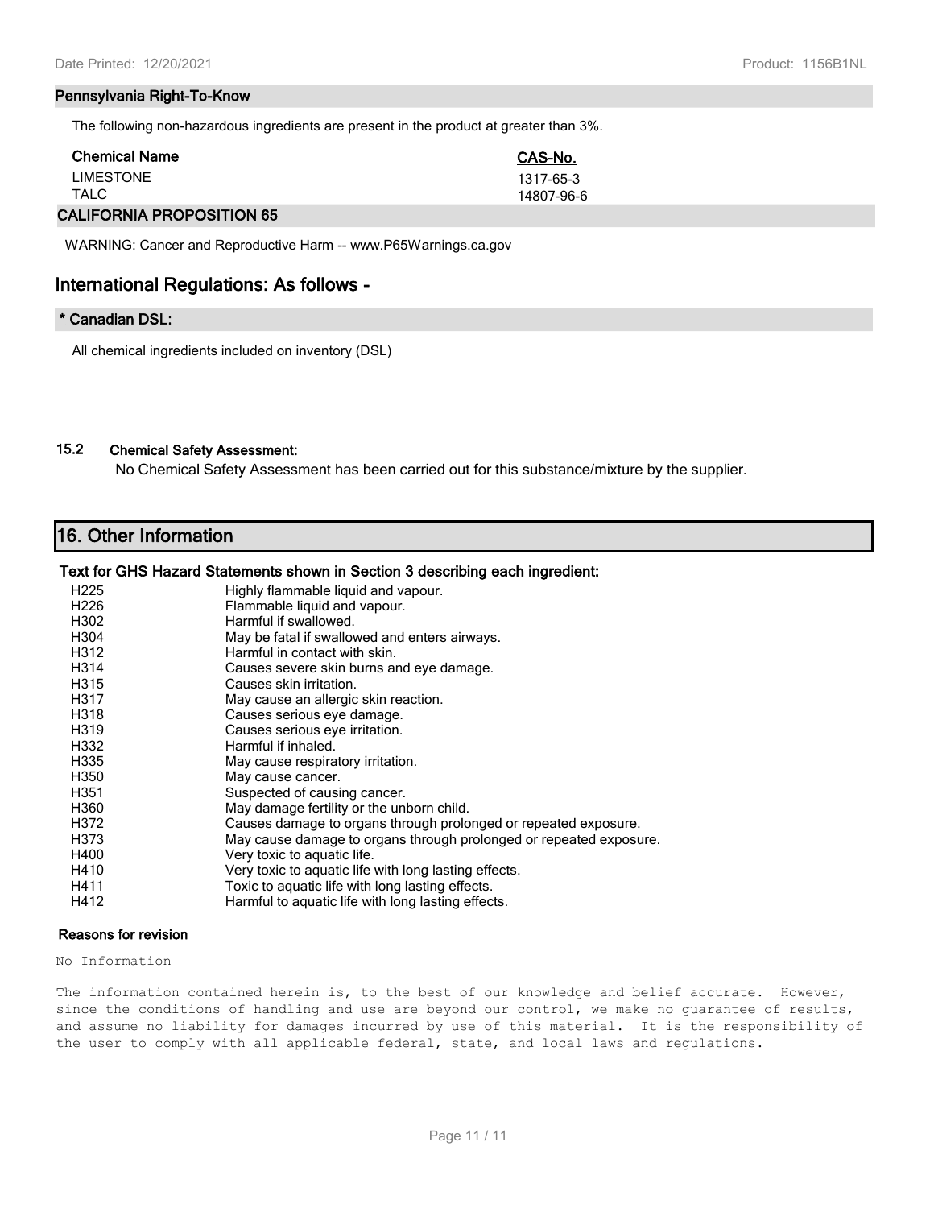### Pennsylvania Right-To-Know

The following non-hazardous ingredients are present in the product at greater than 3%.

| Chemical Name | CAS-No. |
| --- | --- |
| LIMESTONE | 1317-65-3 |
| TALC | 14807-96-6 |

### CALIFORNIA PROPOSITION 65

WARNING: Cancer and Reproductive Harm -- www.P65Warnings.ca.gov

## International Regulations: As follows -

### * Canadian DSL:

All chemical ingredients included on inventory (DSL)

### 15.2 Chemical Safety Assessment:

No Chemical Safety Assessment has been carried out for this substance/mixture by the supplier.

## 16. Other Information

### Text for GHS Hazard Statements shown in Section 3 describing each ingredient:

| | |
| --- | --- |
| H225 | Highly flammable liquid and vapour. |
| H226 | Flammable liquid and vapour. |
| H302 | Harmful if swallowed. |
| H304 | May be fatal if swallowed and enters airways. |
| H312 | Harmful in contact with skin. |
| H314 | Causes severe skin burns and eye damage. |
| H315 | Causes skin irritation. |
| H317 | May cause an allergic skin reaction. |
| H318 | Causes serious eye damage. |
| H319 | Causes serious eye irritation. |
| H332 | Harmful if inhaled. |
| H335 | May cause respiratory irritation. |
| H350 | May cause cancer. |
| H351 | Suspected of causing cancer. |
| H360 | May damage fertility or the unborn child. |
| H372 | Causes damage to organs through prolonged or repeated exposure. |
| H373 | May cause damage to organs through prolonged or repeated exposure. |
| H400 | Very toxic to aquatic life. |
| H410 | Very toxic to aquatic life with long lasting effects. |
| H411 | Toxic to aquatic life with long lasting effects. |
| H412 | Harmful to aquatic life with long lasting effects. |

### Reasons for revision

No Information

The information contained herein is, to the best of our knowledge and belief accurate. However, since the conditions of handling and use are beyond our control, we make no guarantee of results, and assume no liability for damages incurred by use of this material. It is the responsibility of the user to comply with all applicable federal, state, and local laws and regulations.